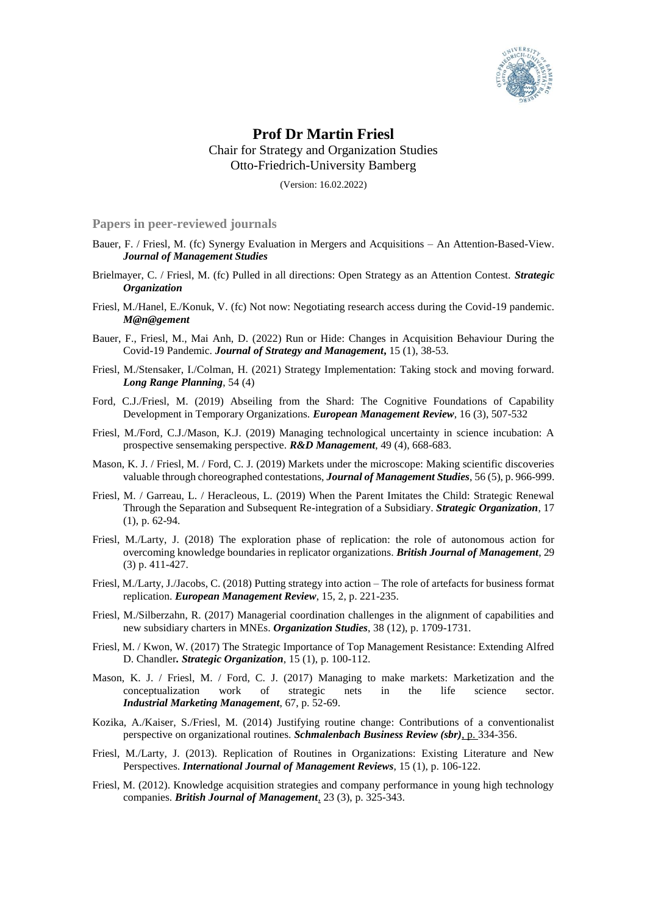# Prof Dr Martin Friesl

Chair for Strategy and Organization Studies
Otto-Friedrich-University Bamberg

(Version: 16.02.2022)

## Papers in peer-reviewed journals

Bauer, F. / Friesl, M. (fc) Synergy Evaluation in Mergers and Acquisitions – An Attention-Based-View. ***Journal of Management Studies***

Brielmayer, C. / Friesl, M. (fc) Pulled in all directions: Open Strategy as an Attention Contest. ***Strategic Organization***

Friesl, M./Hanel, E./Konuk, V. (fc) Not now: Negotiating research access during the Covid-19 pandemic. ***M@n@gement***

Bauer, F., Friesl, M., Mai Anh, D. (2022) Run or Hide: Changes in Acquisition Behaviour During the Covid-19 Pandemic. ***Journal of Strategy and Management*,** 15 (1), 38-53.

Friesl, M./Stensaker, I./Colman, H. (2021) Strategy Implementation: Taking stock and moving forward. ***Long Range Planning***, 54 (4)

Ford, C.J./Friesl, M. (2019) Abseiling from the Shard: The Cognitive Foundations of Capability Development in Temporary Organizations. ***European Management Review***, 16 (3), 507-532

Friesl, M./Ford, C.J./Mason, K.J. (2019) Managing technological uncertainty in science incubation: A prospective sensemaking perspective. ***R&D Management***, 49 (4), 668-683.

Mason, K. J. / Friesl, M. / Ford, C. J. (2019) Markets under the microscope: Making scientific discoveries valuable through choreographed contestations, ***Journal of Management Studies***, 56 (5), p. 966-999.

Friesl, M. / Garreau, L. / Heracleous, L. (2019) When the Parent Imitates the Child: Strategic Renewal Through the Separation and Subsequent Re-integration of a Subsidiary. ***Strategic Organization***, 17 (1), p. 62-94.

Friesl, M./Larty, J. (2018) The exploration phase of replication: the role of autonomous action for overcoming knowledge boundaries in replicator organizations. ***British Journal of Management***, 29 (3) p. 411-427.

Friesl, M./Larty, J./Jacobs, C. (2018) Putting strategy into action – The role of artefacts for business format replication. ***European Management Review***, 15, 2, p. 221-235.

Friesl, M./Silberzahn, R. (2017) Managerial coordination challenges in the alignment of capabilities and new subsidiary charters in MNEs. ***Organization Studies***, 38 (12), p. 1709-1731.

Friesl, M. / Kwon, W. (2017) The Strategic Importance of Top Management Resistance: Extending Alfred D. Chandler**.** ***Strategic Organization***, 15 (1), p. 100-112.

Mason, K. J. / Friesl, M. / Ford, C. J. (2017) Managing to make markets: Marketization and the conceptualization work of strategic nets in the life science sector. ***Industrial Marketing Management***, 67, p. 52-69.

Kozika, A./Kaiser, S./Friesl, M. (2014) Justifying routine change: Contributions of a conventionalist perspective on organizational routines. ***Schmalenbach Business Review (sbr)***, p. 334-356.

Friesl, M./Larty, J. (2013). Replication of Routines in Organizations: Existing Literature and New Perspectives. ***International Journal of Management Reviews***, 15 (1), p. 106-122.

Friesl, M. (2012). Knowledge acquisition strategies and company performance in young high technology companies. ***British Journal of Management***, 23 (3), p. 325-343.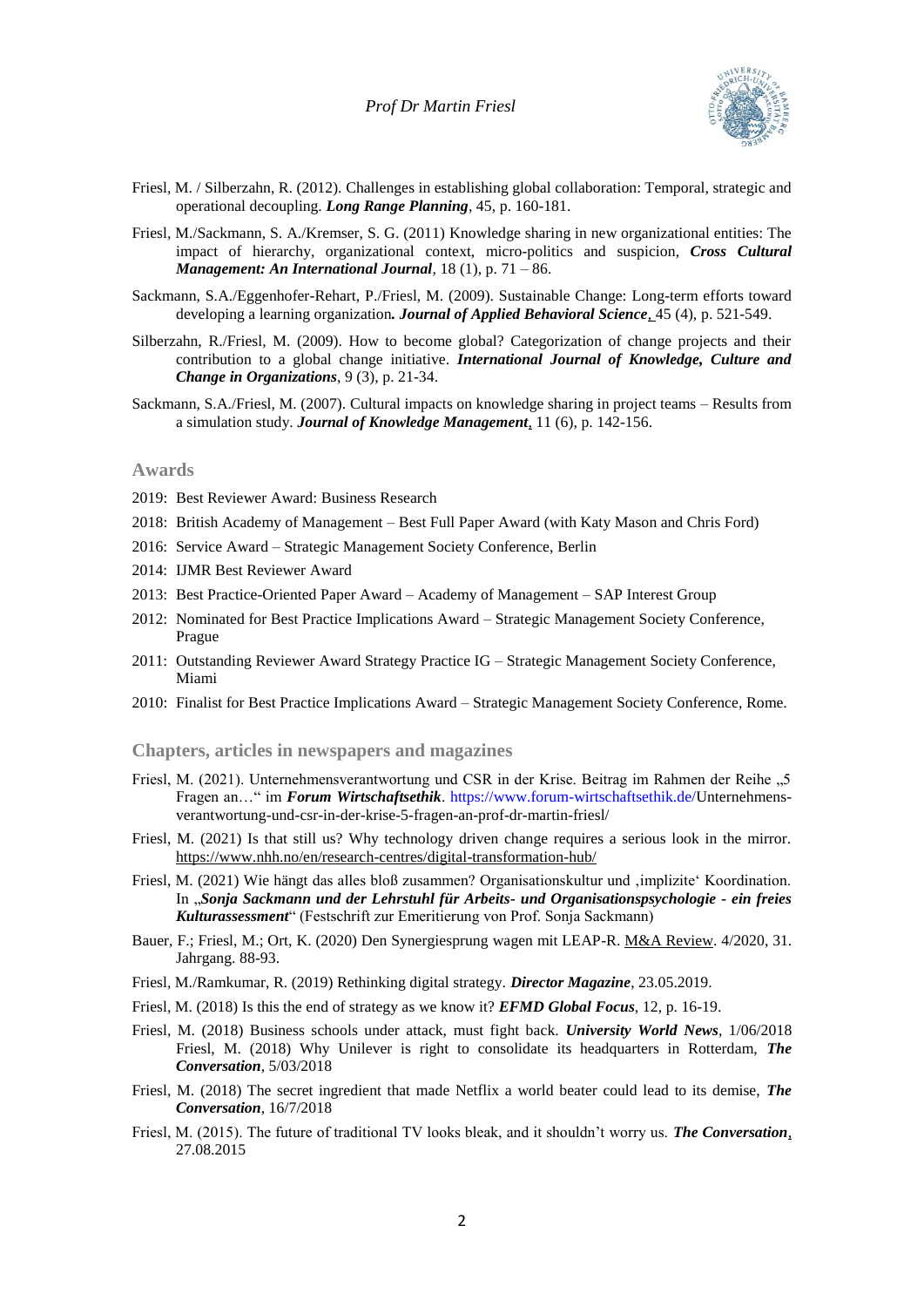Friesl, M. / Silberzahn, R. (2012). Challenges in establishing global collaboration: Temporal, strategic and operational decoupling. ***Long Range Planning***, 45, p. 160-181.

Friesl, M./Sackmann, S. A./Kremser, S. G. (2011) Knowledge sharing in new organizational entities: The impact of hierarchy, organizational context, micro-politics and suspicion, ***Cross Cultural Management: An International Journal***, 18 (1), p. 71 – 86.

Sackmann, S.A./Eggenhofer-Rehart, P./Friesl, M. (2009). Sustainable Change: Long-term efforts toward developing a learning organization**.** ***Journal of Applied Behavioral Science***, 45 (4), p. 521-549.

Silberzahn, R./Friesl, M. (2009). How to become global? Categorization of change projects and their contribution to a global change initiative. ***International Journal of Knowledge, Culture and Change in Organizations***, 9 (3), p. 21-34.

Sackmann, S.A./Friesl, M. (2007). Cultural impacts on knowledge sharing in project teams – Results from a simulation study. ***Journal of Knowledge Management***, 11 (6), p. 142-156.

## Awards

2019: Best Reviewer Award: Business Research

2018: British Academy of Management – Best Full Paper Award (with Katy Mason and Chris Ford)

2016: Service Award – Strategic Management Society Conference, Berlin

2014: IJMR Best Reviewer Award

2013: Best Practice-Oriented Paper Award – Academy of Management – SAP Interest Group

2012: Nominated for Best Practice Implications Award – Strategic Management Society Conference, Prague

2011: Outstanding Reviewer Award Strategy Practice IG – Strategic Management Society Conference, Miami

2010: Finalist for Best Practice Implications Award – Strategic Management Society Conference, Rome.

## Chapters, articles in newspapers and magazines

Friesl, M. (2021). Unternehmensverantwortung und CSR in der Krise. Beitrag im Rahmen der Reihe „5 Fragen an…" im ***Forum Wirtschaftsethik***. https://www.forum-wirtschaftsethik.de/Unternehmens-verantwortung-und-csr-in-der-krise-5-fragen-an-prof-dr-martin-friesl/

Friesl, M. (2021) Is that still us? Why technology driven change requires a serious look in the mirror. https://www.nhh.no/en/research-centres/digital-transformation-hub/

Friesl, M. (2021) Wie hängt das alles bloß zusammen? Organisationskultur und ‚implizite' Koordination. In „***Sonja Sackmann und der Lehrstuhl für Arbeits- und Organisationspsychologie - ein freies Kulturassessment***" (Festschrift zur Emeritierung von Prof. Sonja Sackmann)

Bauer, F.; Friesl, M.; Ort, K. (2020) Den Synergiesprung wagen mit LEAP-R. M&A Review. 4/2020, 31. Jahrgang. 88-93.

Friesl, M./Ramkumar, R. (2019) Rethinking digital strategy. ***Director Magazine***, 23.05.2019.

Friesl, M. (2018) Is this the end of strategy as we know it? ***EFMD Global Focus***, 12, p. 16-19.

Friesl, M. (2018) Business schools under attack, must fight back. ***University World News***, 1/06/2018 Friesl, M. (2018) Why Unilever is right to consolidate its headquarters in Rotterdam, ***The Conversation***, 5/03/2018

Friesl, M. (2018) The secret ingredient that made Netflix a world beater could lead to its demise, ***The Conversation***, 16/7/2018

Friesl, M. (2015). The future of traditional TV looks bleak, and it shouldn't worry us. ***The Conversation***, 27.08.2015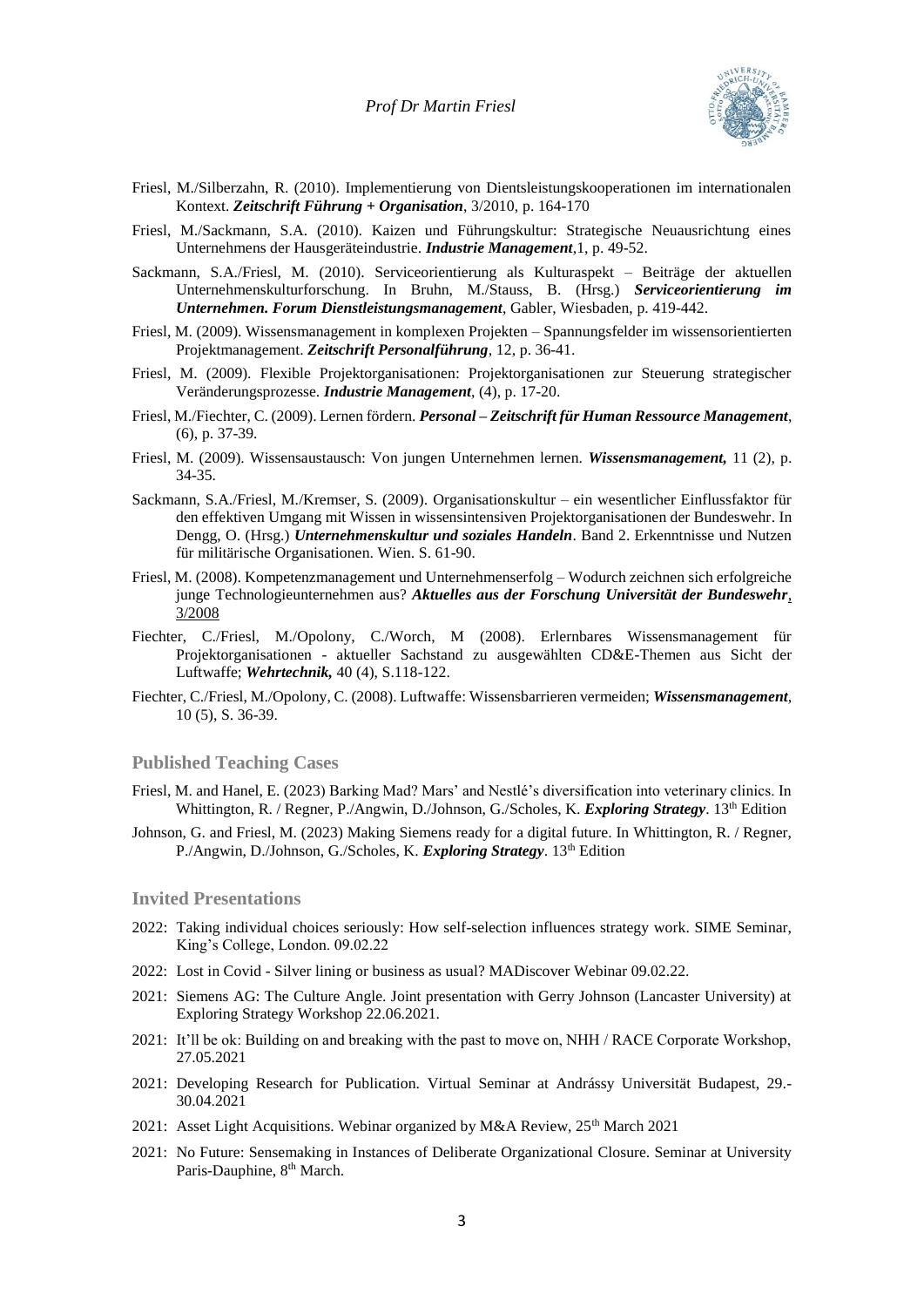Friesl, M./Silberzahn, R. (2010). Implementierung von Dientsleistungskooperationen im internationalen Kontext. ***Zeitschrift Führung + Organisation***, 3/2010, p. 164-170

Friesl, M./Sackmann, S.A. (2010). Kaizen und Führungskultur: Strategische Neuausrichtung eines Unternehmens der Hausgeräteindustrie. ***Industrie Management***,1, p. 49-52.

Sackmann, S.A./Friesl, M. (2010). Serviceorientierung als Kulturaspekt – Beiträge der aktuellen Unternehmenskulturforschung. In Bruhn, M./Stauss, B. (Hrsg.) ***Serviceorientierung im Unternehmen. Forum Dienstleistungsmanagement***, Gabler, Wiesbaden, p. 419-442.

Friesl, M. (2009). Wissensmanagement in komplexen Projekten – Spannungsfelder im wissensorientierten Projektmanagement. ***Zeitschrift Personalführung***, 12, p. 36-41.

Friesl, M. (2009). Flexible Projektorganisationen: Projektorganisationen zur Steuerung strategischer Veränderungsprozesse. ***Industrie Management***, (4), p. 17-20.

Friesl, M./Fiechter, C. (2009). Lernen fördern. ***Personal – Zeitschrift für Human Ressource Management***, (6), p. 37-39.

Friesl, M. (2009). Wissensaustausch: Von jungen Unternehmen lernen. ***Wissensmanagement,*** 11 (2), p. 34-35.

Sackmann, S.A./Friesl, M./Kremser, S. (2009). Organisationskultur – ein wesentlicher Einflussfaktor für den effektiven Umgang mit Wissen in wissensintensiven Projektorganisationen der Bundeswehr. In Dengg, O. (Hrsg.) ***Unternehmenskultur und soziales Handeln***. Band 2. Erkenntnisse und Nutzen für militärische Organisationen. Wien. S. 61-90.

Friesl, M. (2008). Kompetenzmanagement und Unternehmenserfolg – Wodurch zeichnen sich erfolgreiche junge Technologieunternehmen aus? ***Aktuelles aus der Forschung Universität der Bundeswehr***, 3/2008

Fiechter, C./Friesl, M./Opolony, C./Worch, M (2008). Erlernbares Wissensmanagement für Projektorganisationen - aktueller Sachstand zu ausgewählten CD&E-Themen aus Sicht der Luftwaffe; ***Wehrtechnik,*** 40 (4), S.118-122.

Fiechter, C./Friesl, M./Opolony, C. (2008). Luftwaffe: Wissensbarrieren vermeiden; ***Wissensmanagement***, 10 (5), S. 36-39.

## Published Teaching Cases

Friesl, M. and Hanel, E. (2023) Barking Mad? Mars' and Nestlé's diversification into veterinary clinics. In Whittington, R. / Regner, P./Angwin, D./Johnson, G./Scholes, K. ***Exploring Strategy***. 13th Edition

Johnson, G. and Friesl, M. (2023) Making Siemens ready for a digital future. In Whittington, R. / Regner, P./Angwin, D./Johnson, G./Scholes, K. ***Exploring Strategy***. 13th Edition

## Invited Presentations

2022: Taking individual choices seriously: How self-selection influences strategy work. SIME Seminar, King's College, London. 09.02.22

2022: Lost in Covid - Silver lining or business as usual? MADiscover Webinar 09.02.22.

2021: Siemens AG: The Culture Angle. Joint presentation with Gerry Johnson (Lancaster University) at Exploring Strategy Workshop 22.06.2021.

2021: It'll be ok: Building on and breaking with the past to move on, NHH / RACE Corporate Workshop, 27.05.2021

2021: Developing Research for Publication. Virtual Seminar at Andrássy Universität Budapest, 29.-30.04.2021

2021: Asset Light Acquisitions. Webinar organized by M&A Review, 25th March 2021

2021: No Future: Sensemaking in Instances of Deliberate Organizational Closure. Seminar at University Paris-Dauphine, 8th March.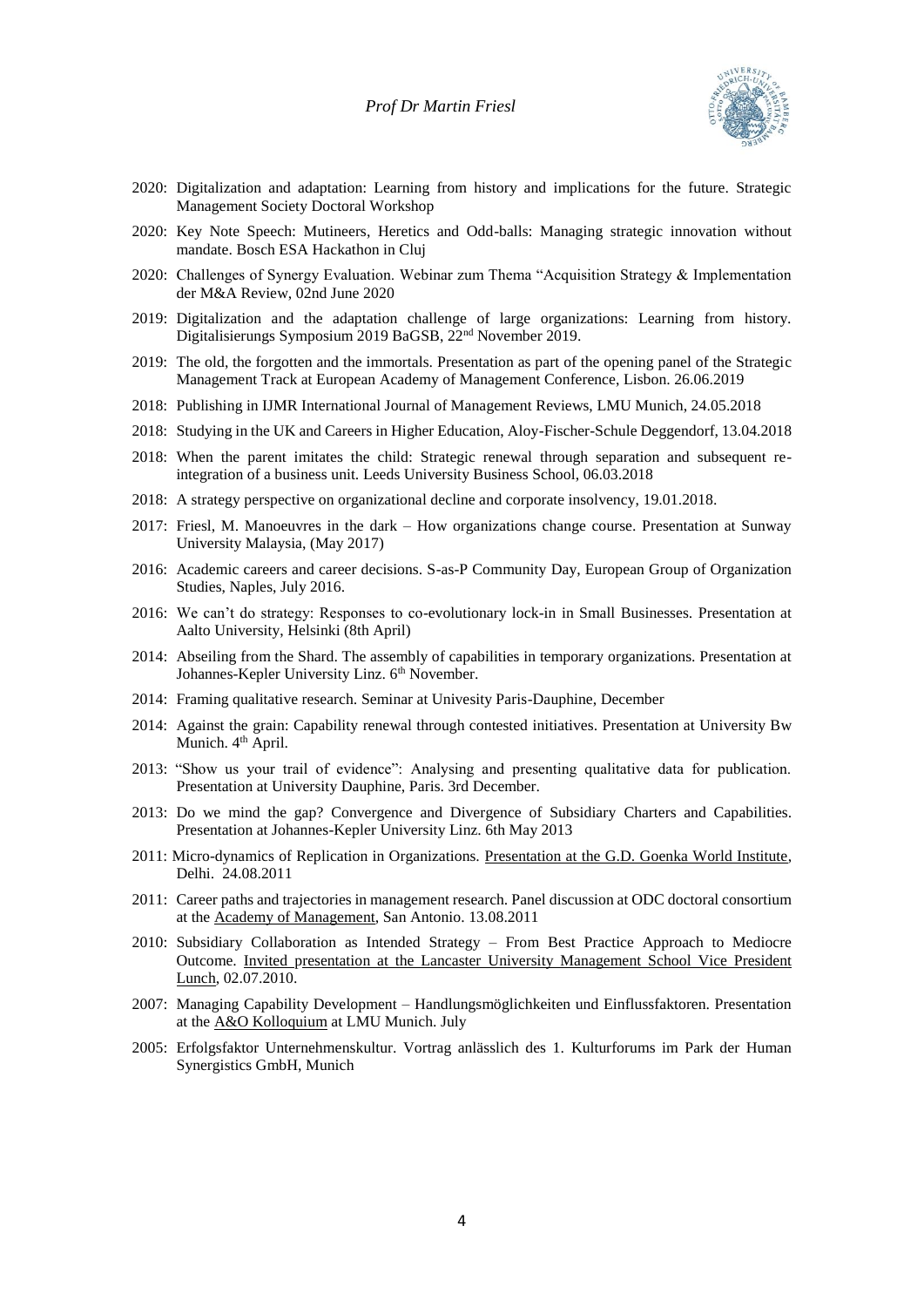2020: Digitalization and adaptation: Learning from history and implications for the future. Strategic Management Society Doctoral Workshop

2020: Key Note Speech: Mutineers, Heretics and Odd-balls: Managing strategic innovation without mandate. Bosch ESA Hackathon in Cluj

2020: Challenges of Synergy Evaluation. Webinar zum Thema "Acquisition Strategy & Implementation der M&A Review, 02nd June 2020

2019: Digitalization and the adaptation challenge of large organizations: Learning from history. Digitalisierungs Symposium 2019 BaGSB, 22nd November 2019.

2019: The old, the forgotten and the immortals. Presentation as part of the opening panel of the Strategic Management Track at European Academy of Management Conference, Lisbon. 26.06.2019

2018: Publishing in IJMR International Journal of Management Reviews, LMU Munich, 24.05.2018

2018: Studying in the UK and Careers in Higher Education, Aloy-Fischer-Schule Deggendorf, 13.04.2018

2018: When the parent imitates the child: Strategic renewal through separation and subsequent re-integration of a business unit. Leeds University Business School, 06.03.2018

2018: A strategy perspective on organizational decline and corporate insolvency, 19.01.2018.

2017: Friesl, M. Manoeuvres in the dark – How organizations change course. Presentation at Sunway University Malaysia, (May 2017)

2016: Academic careers and career decisions. S-as-P Community Day, European Group of Organization Studies, Naples, July 2016.

2016: We can't do strategy: Responses to co-evolutionary lock-in in Small Businesses. Presentation at Aalto University, Helsinki (8th April)

2014: Abseiling from the Shard. The assembly of capabilities in temporary organizations. Presentation at Johannes-Kepler University Linz. 6th November.

2014: Framing qualitative research. Seminar at Univesity Paris-Dauphine, December

2014: Against the grain: Capability renewal through contested initiatives. Presentation at University Bw Munich. 4th April.

2013: "Show us your trail of evidence": Analysing and presenting qualitative data for publication. Presentation at University Dauphine, Paris. 3rd December.

2013: Do we mind the gap? Convergence and Divergence of Subsidiary Charters and Capabilities. Presentation at Johannes-Kepler University Linz. 6th May 2013

2011: Micro-dynamics of Replication in Organizations. Presentation at the G.D. Goenka World Institute, Delhi. 24.08.2011

2011: Career paths and trajectories in management research. Panel discussion at ODC doctoral consortium at the Academy of Management, San Antonio. 13.08.2011

2010: Subsidiary Collaboration as Intended Strategy – From Best Practice Approach to Mediocre Outcome. Invited presentation at the Lancaster University Management School Vice President Lunch, 02.07.2010.

2007: Managing Capability Development – Handlungsmöglichkeiten und Einflussfaktoren. Presentation at the A&O Kolloquium at LMU Munich. July

2005: Erfolgsfaktor Unternehmenskultur. Vortrag anlässlich des 1. Kulturforums im Park der Human Synergistics GmbH, Munich